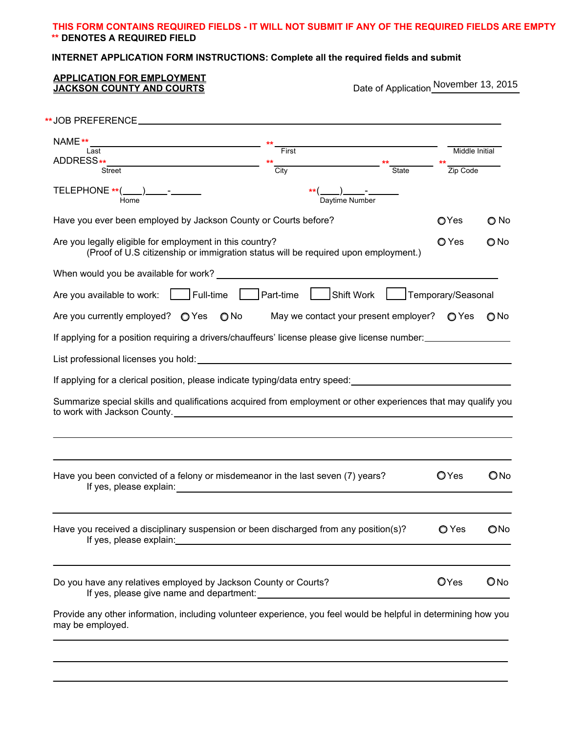**THIS FORM CONTAINS REQUIRED FIELDS - IT WILL NOT SUBMIT IF ANY OF THE REQUIRED FIELDS ARE EMPTY**

**** DENOTES A REQUIRED FIELD**

**INTERNET APPLICATION FORM INSTRUCTIONS: Complete all the required fields and submit**

**APPLICATION FOR EMPLOYMENT**
**JACKSON COUNTY AND COURTS**

Date of Application November 13, 2015

** JOB PREFERENCE ______________________________

NAME ** ______________ ** ______________ ______________
Last / First / Middle Initial

ADDRESS ** ______________ ** ______________ ** ______________ ** ______________
Street / City / State / Zip Code

TELEPHONE ** (____)_____-______ ** (____)_____-______
Home / Daytime Number

Have you ever been employed by Jackson County or Courts before? ○ Yes ○ No

Are you legally eligible for employment in this country? ○ Yes ○ No
(Proof of U.S citizenship or immigration status will be required upon employment.)

When would you be available for work? ______________________________

Are you available to work: ☐ Full-time ☐ Part-time ☐ Shift Work ☐ Temporary/Seasonal

Are you currently employed? ○ Yes ○ No May we contact your present employer? ○ Yes ○ No

If applying for a position requiring a drivers/chauffeurs' license please give license number: ______________

List professional licenses you hold: ______________________________

If applying for a clerical position, please indicate typing/data entry speed: ______________

Summarize special skills and qualifications acquired from employment or other experiences that may qualify you to work with Jackson County. ______________________________

______________________________

______________________________

Have you been convicted of a felony or misdemeanor in the last seven (7) years? ○ Yes ○ No
If yes, please explain: ______________________________

______________________________

Have you received a disciplinary suspension or been discharged from any position(s)? ○ Yes ○ No
If yes, please explain: ______________________________

______________________________

Do you have any relatives employed by Jackson County or Courts? ○ Yes ○ No
If yes, please give name and department: ______________________________

Provide any other information, including volunteer experience, you feel would be helpful in determining how you may be employed.

______________________________

______________________________

______________________________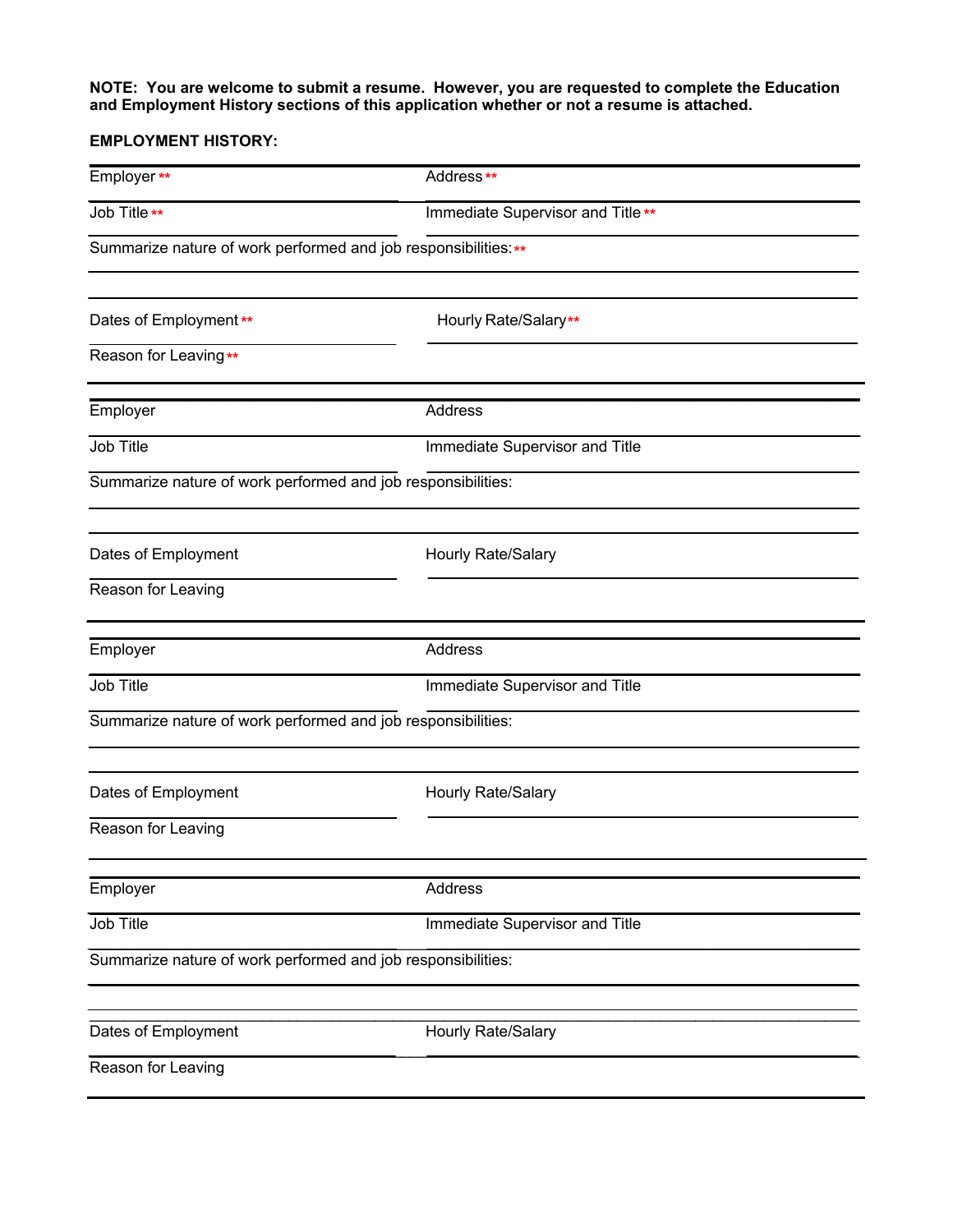**NOTE: You are welcome to submit a resume. However, you are requested to complete the Education and Employment History sections of this application whether or not a resume is attached.**

**EMPLOYMENT HISTORY:**

Employer ** Address **

Job Title ** Immediate Supervisor and Title **

Summarize nature of work performed and job responsibilities: **

Dates of Employment ** Hourly Rate/Salary **

Reason for Leaving **

---

Employer Address

Job Title Immediate Supervisor and Title

Summarize nature of work performed and job responsibilities:

Dates of Employment Hourly Rate/Salary

Reason for Leaving

---

Employer Address

Job Title Immediate Supervisor and Title

Summarize nature of work performed and job responsibilities:

Dates of Employment Hourly Rate/Salary

Reason for Leaving

---

Employer Address

Job Title Immediate Supervisor and Title

Summarize nature of work performed and job responsibilities:

Dates of Employment Hourly Rate/Salary

Reason for Leaving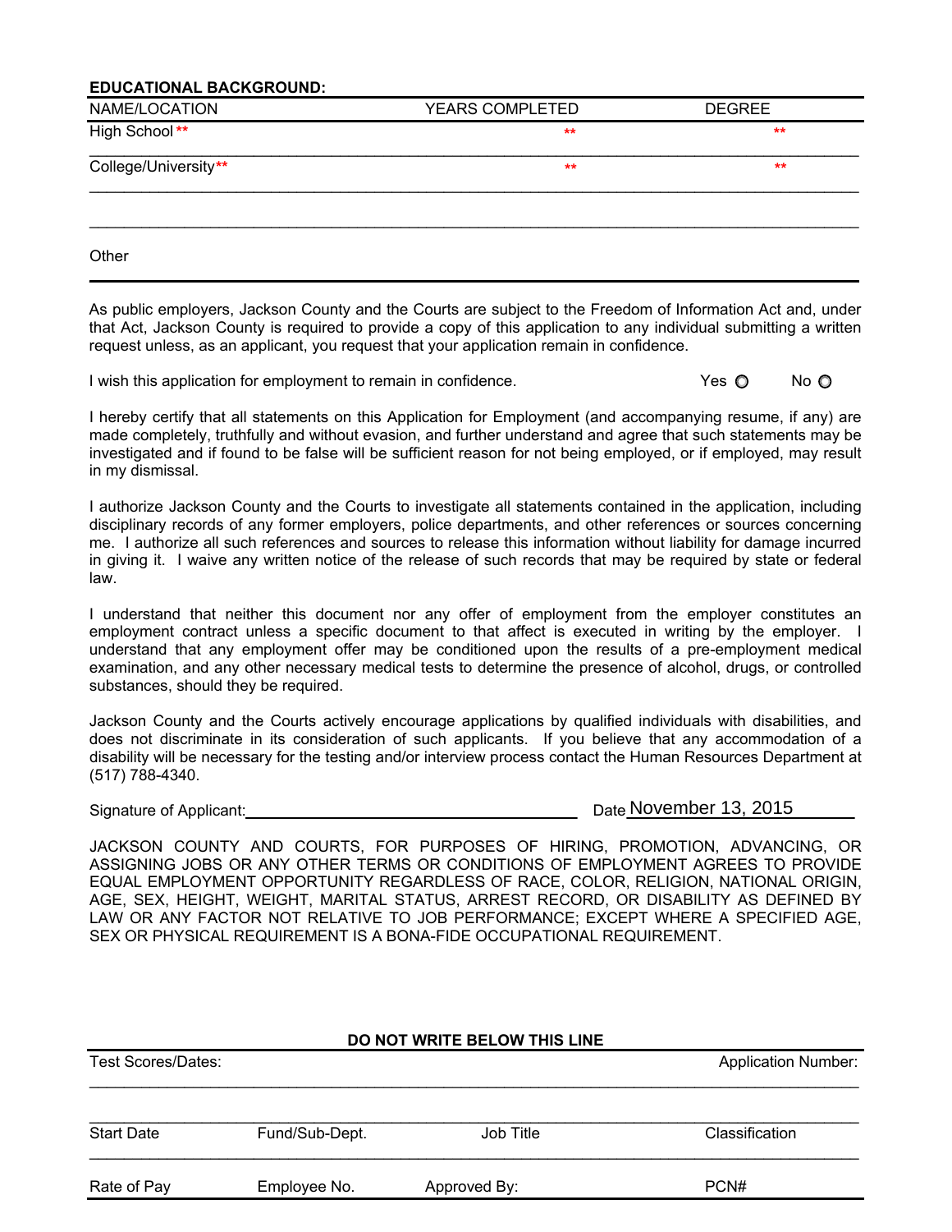**EDUCATIONAL BACKGROUND:**

| NAME/LOCATION | YEARS COMPLETED | DEGREE |
|---|---|---|
| High School ** | ** | ** |
| College/University** | ** | ** |
| | | |
| Other | | |

As public employers, Jackson County and the Courts are subject to the Freedom of Information Act and, under that Act, Jackson County is required to provide a copy of this application to any individual submitting a written request unless, as an applicant, you request that your application remain in confidence.

I wish this application for employment to remain in confidence. Yes ○ No ○

I hereby certify that all statements on this Application for Employment (and accompanying resume, if any) are made completely, truthfully and without evasion, and further understand and agree that such statements may be investigated and if found to be false will be sufficient reason for not being employed, or if employed, may result in my dismissal.

I authorize Jackson County and the Courts to investigate all statements contained in the application, including disciplinary records of any former employers, police departments, and other references or sources concerning me. I authorize all such references and sources to release this information without liability for damage incurred in giving it. I waive any written notice of the release of such records that may be required by state or federal law.

I understand that neither this document nor any offer of employment from the employer constitutes an employment contract unless a specific document to that affect is executed in writing by the employer. I understand that any employment offer may be conditioned upon the results of a pre-employment medical examination, and any other necessary medical tests to determine the presence of alcohol, drugs, or controlled substances, should they be required.

Jackson County and the Courts actively encourage applications by qualified individuals with disabilities, and does not discriminate in its consideration of such applicants. If you believe that any accommodation of a disability will be necessary for the testing and/or interview process contact the Human Resources Department at (517) 788-4340.

Signature of Applicant:\_\_\_\_\_\_\_\_\_\_\_\_\_\_\_\_\_\_\_\_\_\_\_\_\_\_\_\_\_\_ Date November 13, 2015

JACKSON COUNTY AND COURTS, FOR PURPOSES OF HIRING, PROMOTION, ADVANCING, OR ASSIGNING JOBS OR ANY OTHER TERMS OR CONDITIONS OF EMPLOYMENT AGREES TO PROVIDE EQUAL EMPLOYMENT OPPORTUNITY REGARDLESS OF RACE, COLOR, RELIGION, NATIONAL ORIGIN, AGE, SEX, HEIGHT, WEIGHT, MARITAL STATUS, ARREST RECORD, OR DISABILITY AS DEFINED BY LAW OR ANY FACTOR NOT RELATIVE TO JOB PERFORMANCE; EXCEPT WHERE A SPECIFIED AGE, SEX OR PHYSICAL REQUIREMENT IS A BONA-FIDE OCCUPATIONAL REQUIREMENT.

**DO NOT WRITE BELOW THIS LINE**

| | | | |
|---|---|---|---|
| Test Scores/Dates: | | | Application Number: |
| Start Date | Fund/Sub-Dept. | Job Title | Classification |
| Rate of Pay | Employee No. | Approved By: | PCN# |